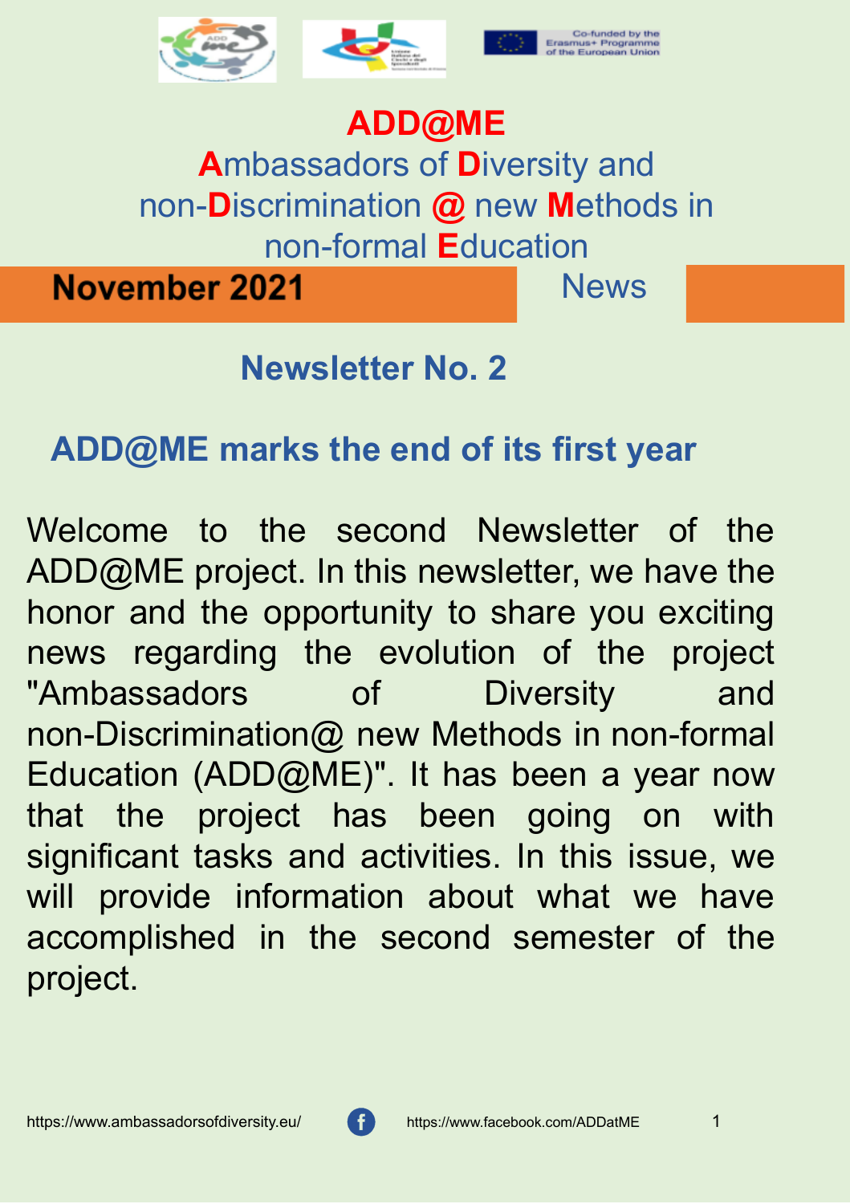# ADD@ME

## Ambassadors of Diversity and non-Discrimination @ new Methods in non-formal Education

**November 2021** News

## Newsletter No. 2

## ADD@ME marks the end of its first year

Welcome to the second Newsletter of the ADD@ME project. In this newsletter, we have the honor and the opportunity to share you exciting news regarding the evolution of the project "Ambassadors of Diversity and non-Discrimination@ new Methods in non-formal Education (ADD@ME)". It has been a year now that the project has been going on with significant tasks and activities. In this issue, we will provide information about what we have accomplished in the second semester of the project.

https://www.ambassadorsofdiversity.eu/ https://www.facebook.com/ADDatME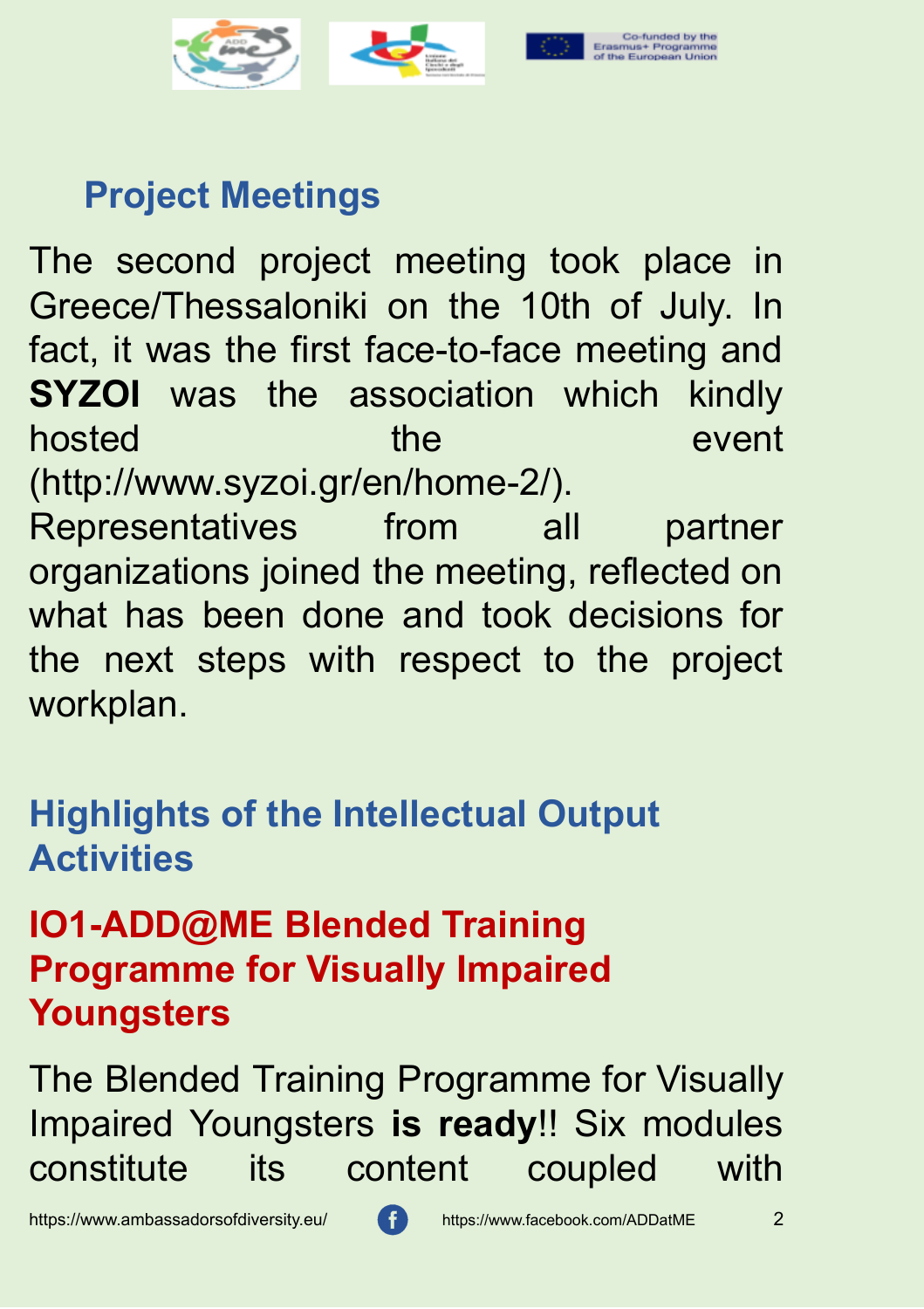## Project Meetings

The second project meeting took place in Greece/Thessaloniki on the 10th of July. In fact, it was the first face-to-face meeting and **SYZOI** was the association which kindly hosted the event (http://www.syzoi.gr/en/home-2/). Representatives from all partner organizations joined the meeting, reflected on what has been done and took decisions for the next steps with respect to the project workplan.

## Highlights of the Intellectual Output Activities

### IO1-ADD@ME Blended Training Programme for Visually Impaired Youngsters

The Blended Training Programme for Visually Impaired Youngsters **is ready**!! Six modules constitute its content coupled with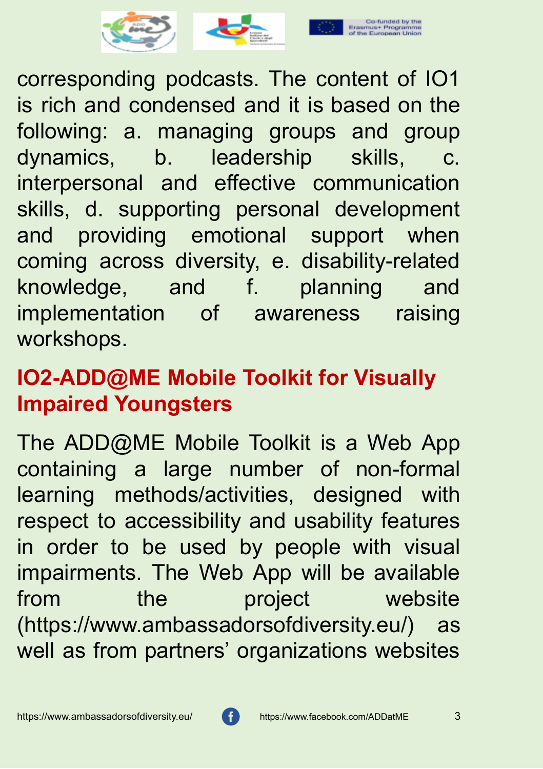corresponding podcasts. The content of IO1 is rich and condensed and it is based on the following: a. managing groups and group dynamics, b. leadership skills, c. interpersonal and effective communication skills, d. supporting personal development and providing emotional support when coming across diversity, e. disability-related knowledge, and f. planning and implementation of awareness raising workshops.

## IO2-ADD@ME Mobile Toolkit for Visually Impaired Youngsters

The ADD@ME Mobile Toolkit is a Web App containing a large number of non-formal learning methods/activities, designed with respect to accessibility and usability features in order to be used by people with visual impairments. The Web App will be available from the project website (https://www.ambassadorsofdiversity.eu/) as well as from partners' organizations websites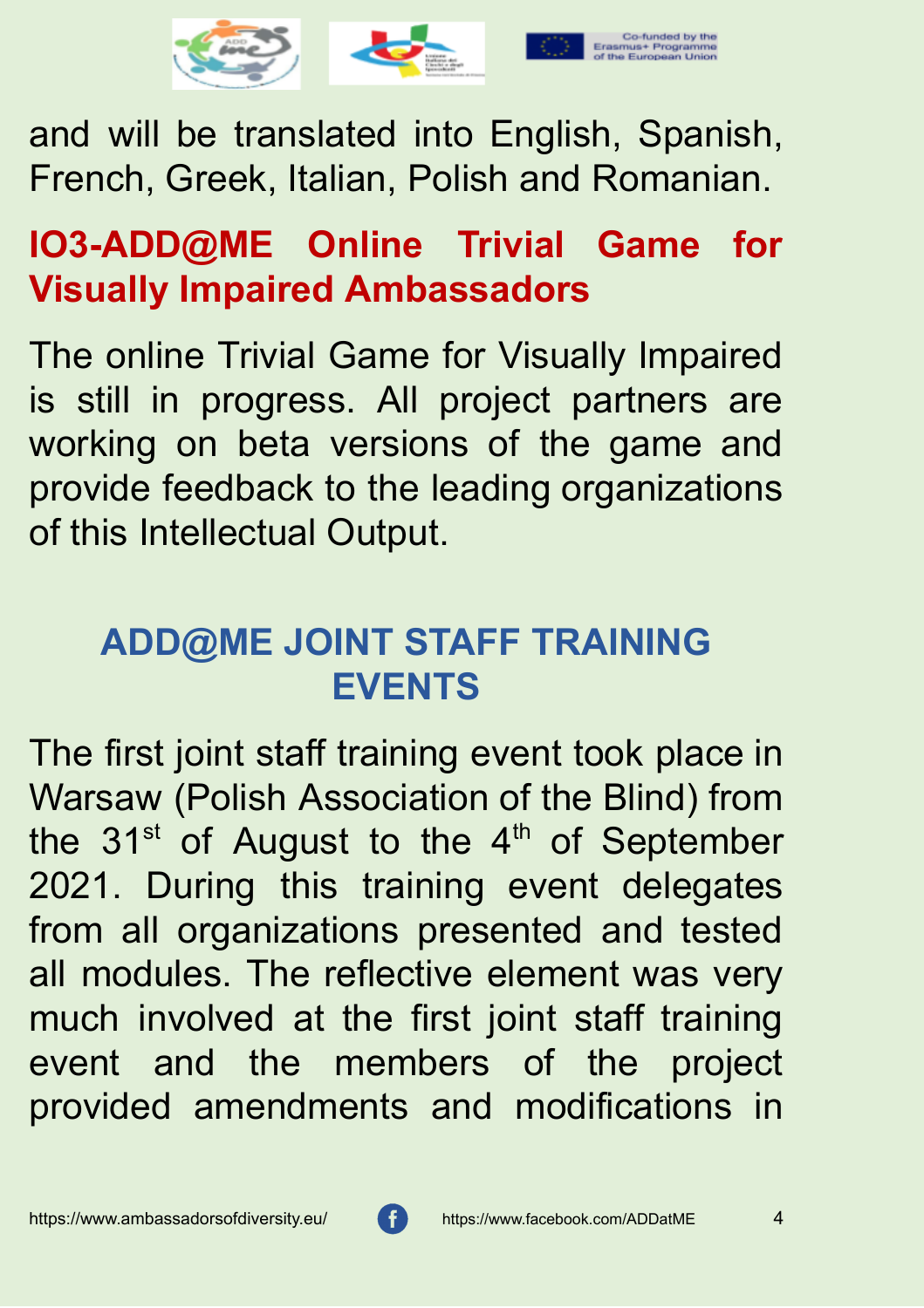and will be translated into English, Spanish, French, Greek, Italian, Polish and Romanian.

## IO3-ADD@ME Online Trivial Game for Visually Impaired Ambassadors

The online Trivial Game for Visually Impaired is still in progress. All project partners are working on beta versions of the game and provide feedback to the leading organizations of this Intellectual Output.

## ADD@ME JOINT STAFF TRAINING EVENTS

The first joint staff training event took place in Warsaw (Polish Association of the Blind) from the 31st of August to the 4th of September 2021. During this training event delegates from all organizations presented and tested all modules. The reflective element was very much involved at the first joint staff training event and the members of the project provided amendments and modifications in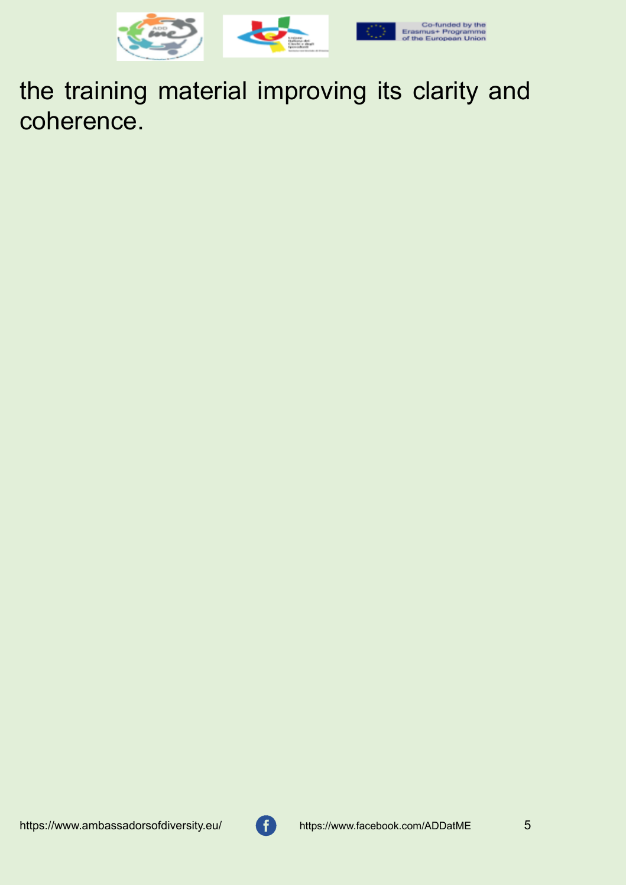the training material improving its clarity and coherence.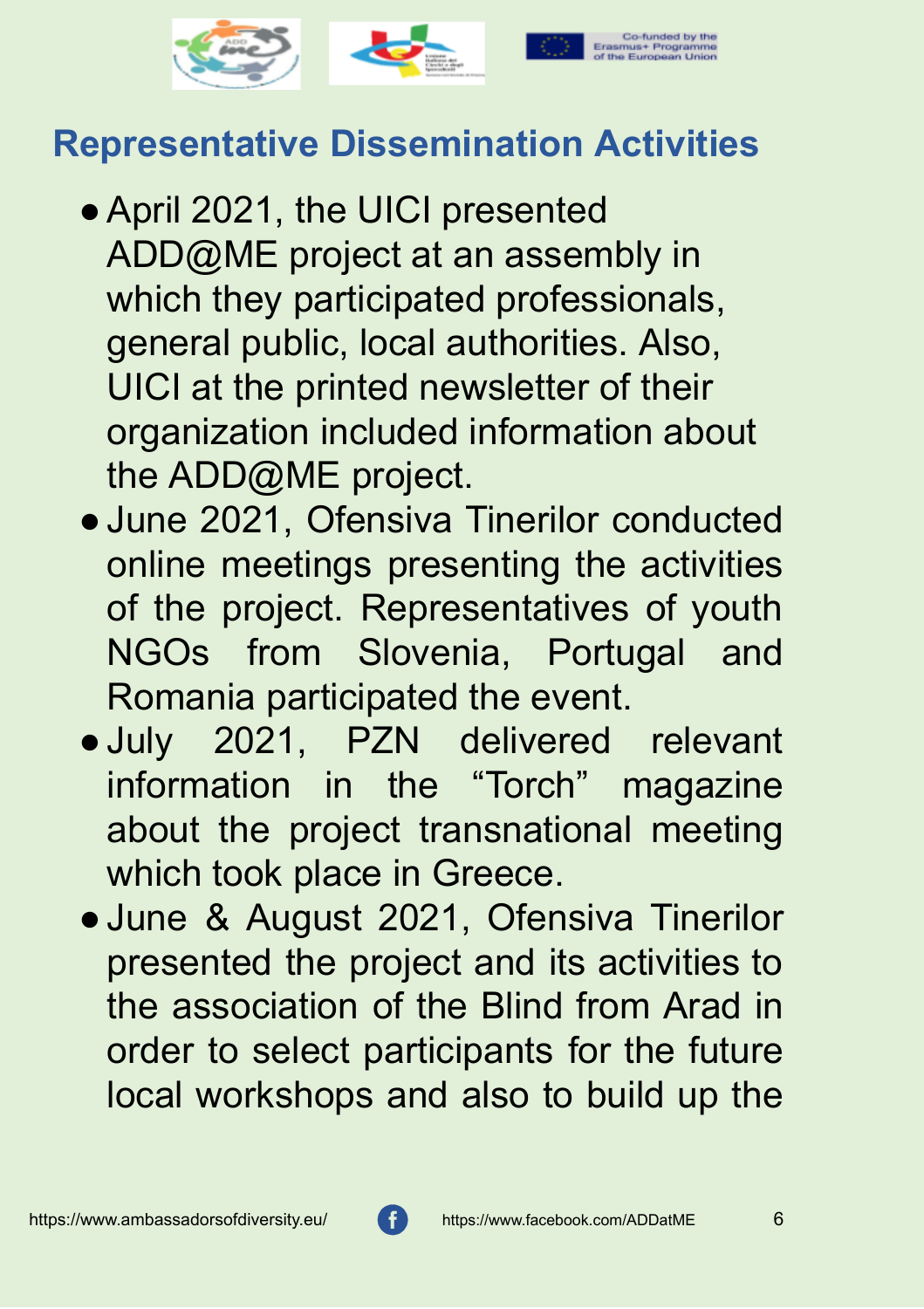## Representative Dissemination Activities

- April 2021, the UICI presented ADD@ME project at an assembly in which they participated professionals, general public, local authorities. Also, UICI at the printed newsletter of their organization included information about the ADD@ME project.
- June 2021, Ofensiva Tinerilor conducted online meetings presenting the activities of the project. Representatives of youth NGOs from Slovenia, Portugal and Romania participated the event.
- July 2021, PZN delivered relevant information in the “Torch” magazine about the project transnational meeting which took place in Greece.
- June & August 2021, Ofensiva Tinerilor presented the project and its activities to the association of the Blind from Arad in order to select participants for the future local workshops and also to build up the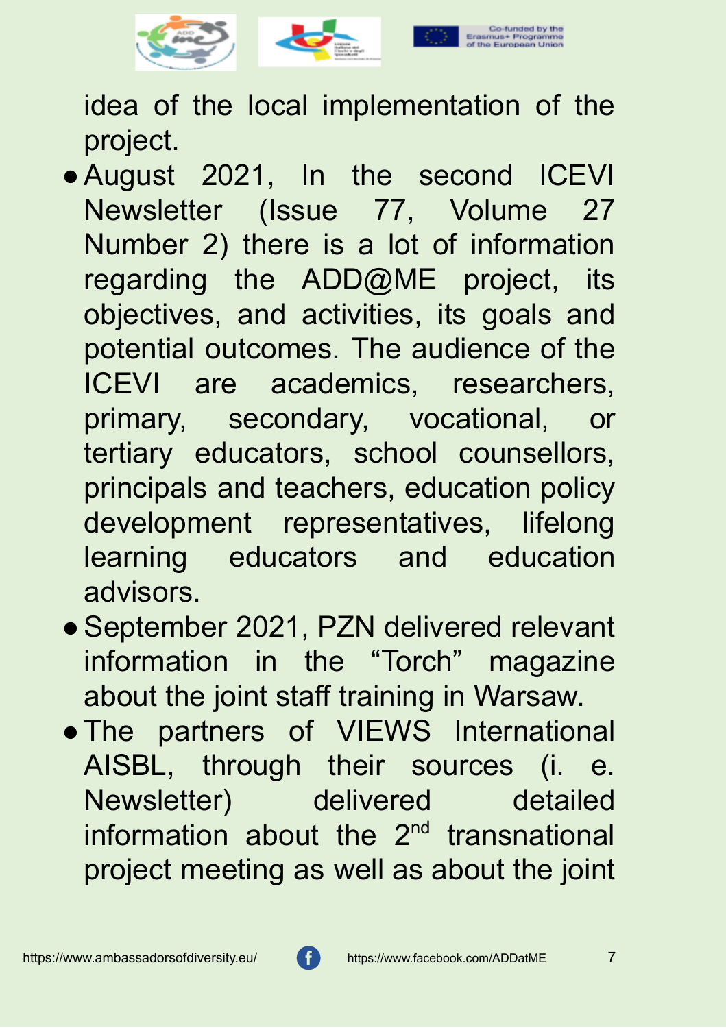idea of the local implementation of the project.

- August 2021, In the second ICEVI Newsletter (Issue 77, Volume 27 Number 2) there is a lot of information regarding the ADD@ME project, its objectives, and activities, its goals and potential outcomes. The audience of the ICEVI are academics, researchers, primary, secondary, vocational, or tertiary educators, school counsellors, principals and teachers, education policy development representatives, lifelong learning educators and education advisors.
- September 2021, PZN delivered relevant information in the "Torch" magazine about the joint staff training in Warsaw.
- The partners of VIEWS International AISBL, through their sources (i. e. Newsletter) delivered detailed information about the 2nd transnational project meeting as well as about the joint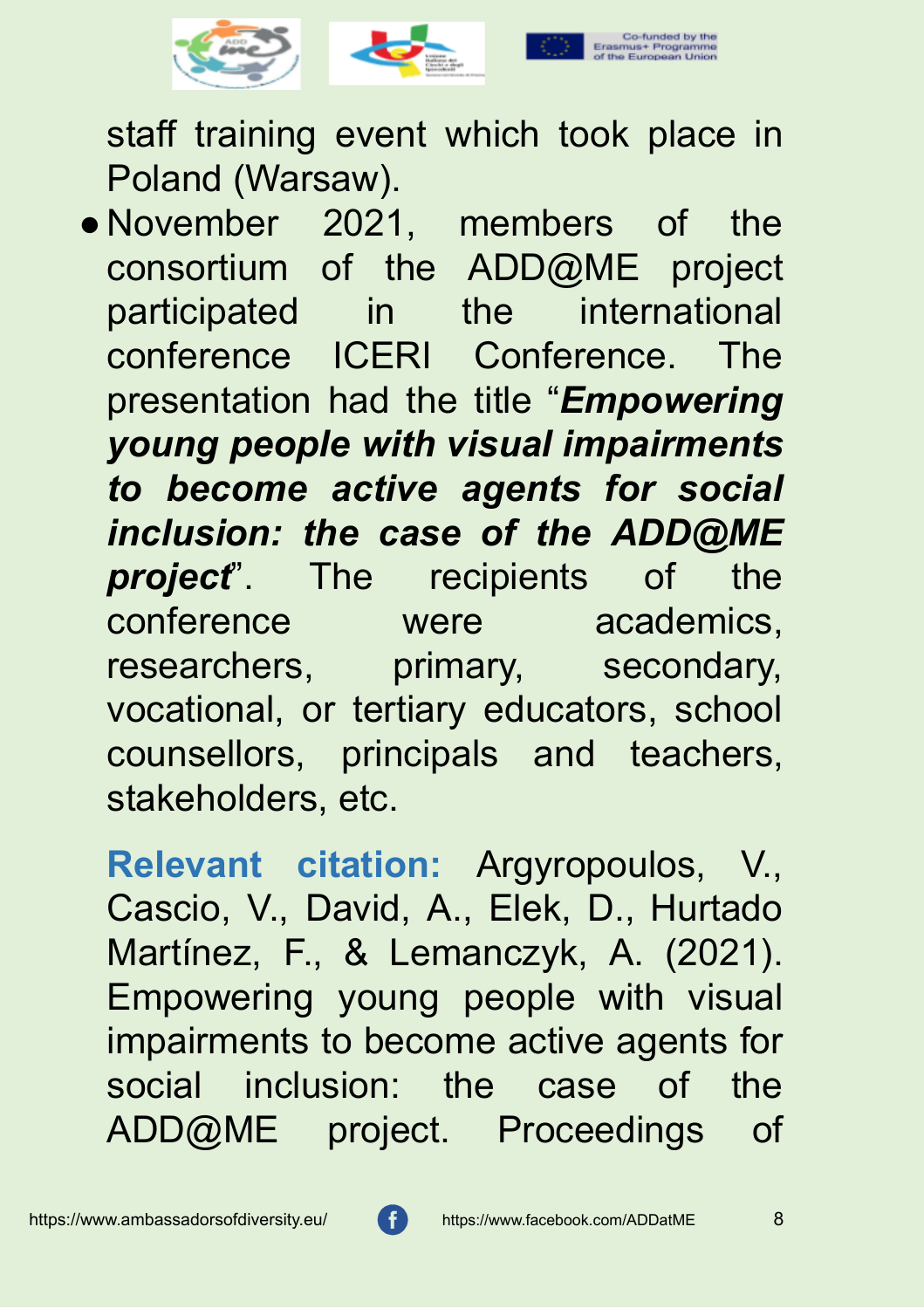staff training event which took place in Poland (Warsaw).

- November 2021, members of the consortium of the ADD@ME project participated in the international conference ICERI Conference. The presentation had the title "***Empowering young people with visual impairments to become active agents for social inclusion: the case of the ADD@ME project***". The recipients of the conference were academics, researchers, primary, secondary, vocational, or tertiary educators, school counsellors, principals and teachers, stakeholders, etc.

**Relevant citation:** Argyropoulos, V., Cascio, V., David, A., Elek, D., Hurtado Martínez, F., & Lemanczyk, A. (2021). Empowering young people with visual impairments to become active agents for social inclusion: the case of the ADD@ME project. Proceedings of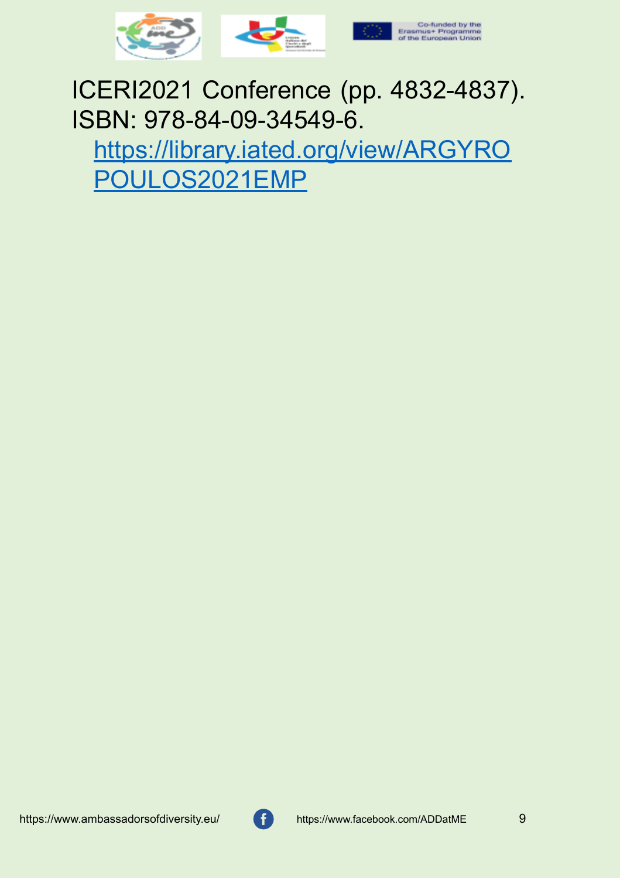ICERI2021 Conference (pp. 4832-4837). ISBN: 978-84-09-34549-6. https://library.iated.org/view/ARGYROPOULOS2021EMP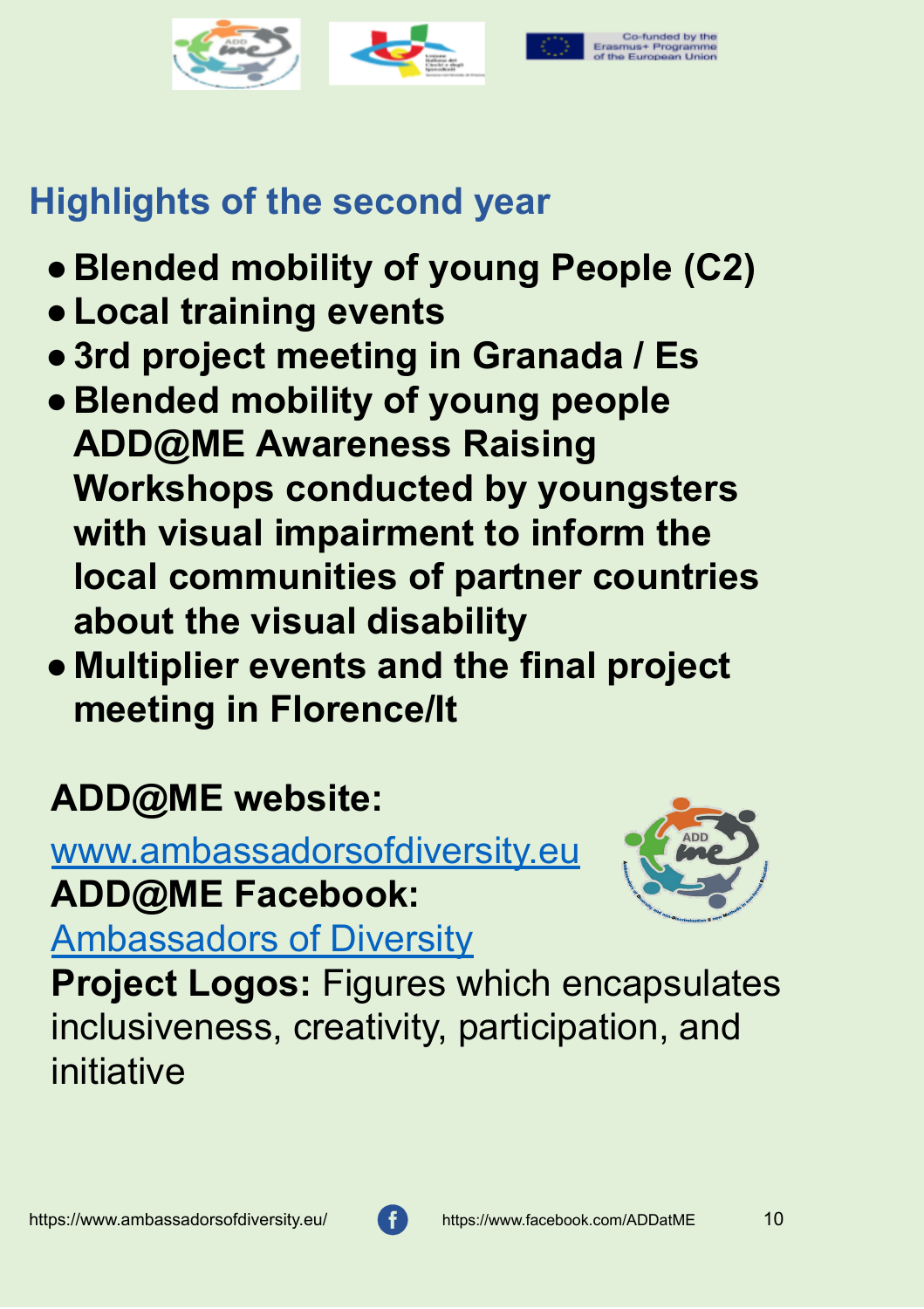## Highlights of the second year

- **Blended mobility of young People (C2)**
- **Local training events**
- **3rd project meeting in Granada / Es**
- **Blended mobility of young people ADD@ME Awareness Raising Workshops conducted by youngsters with visual impairment to inform the local communities of partner countries about the visual disability**
- **Multiplier events and the final project meeting in Florence/It**

**ADD@ME website:**

www.ambassadorsofdiversity.eu

**ADD@ME Facebook:**

Ambassadors of Diversity

**Project Logos:** Figures which encapsulates inclusiveness, creativity, participation, and initiative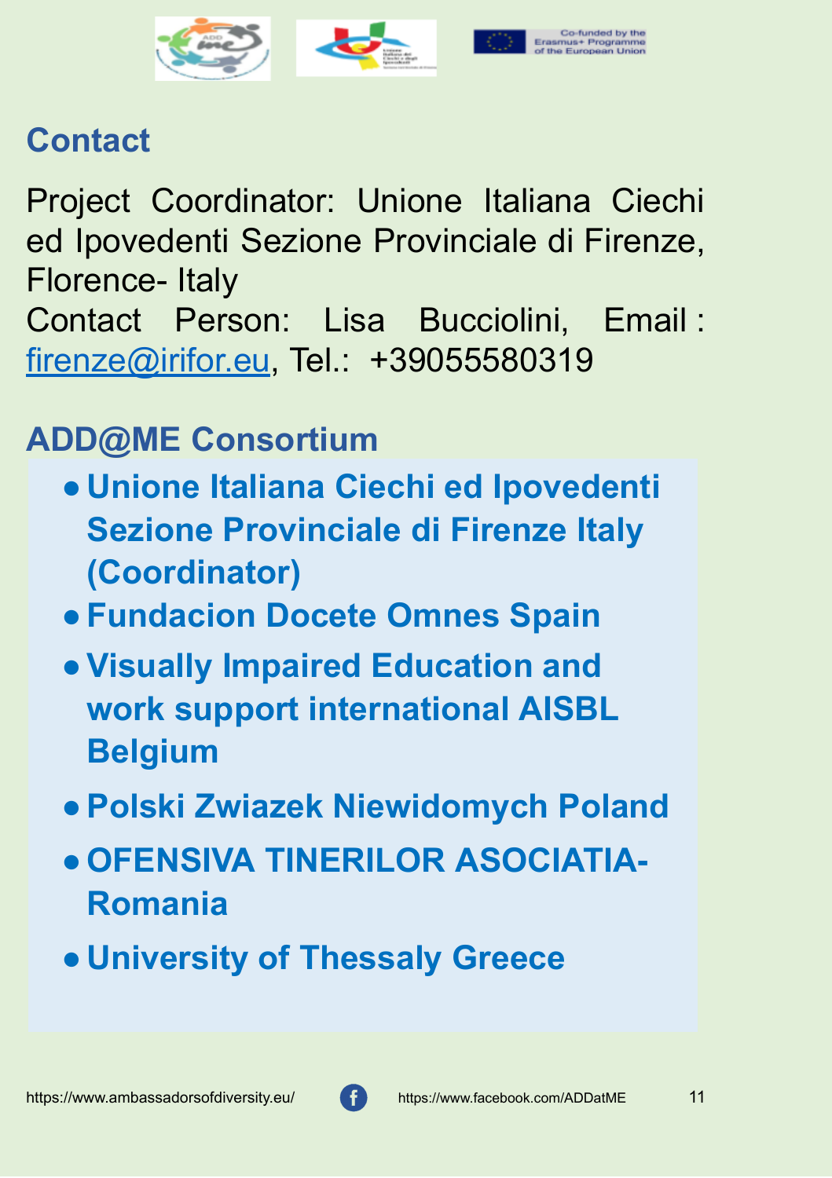## Contact

Project Coordinator: Unione Italiana Ciechi ed Ipovedenti Sezione Provinciale di Firenze, Florence- Italy
Contact Person: Lisa Bucciolini, Email : firenze@irifor.eu, Tel.: +39055580319

## ADD@ME Consortium

- **Unione Italiana Ciechi ed Ipovedenti Sezione Provinciale di Firenze Italy (Coordinator)**
- **Fundacion Docete Omnes Spain**
- **Visually Impaired Education and work support international AISBL Belgium**
- **Polski Zwiazek Niewidomych Poland**
- **OFENSIVA TINERILOR ASOCIATIA-Romania**
- **University of Thessaly Greece**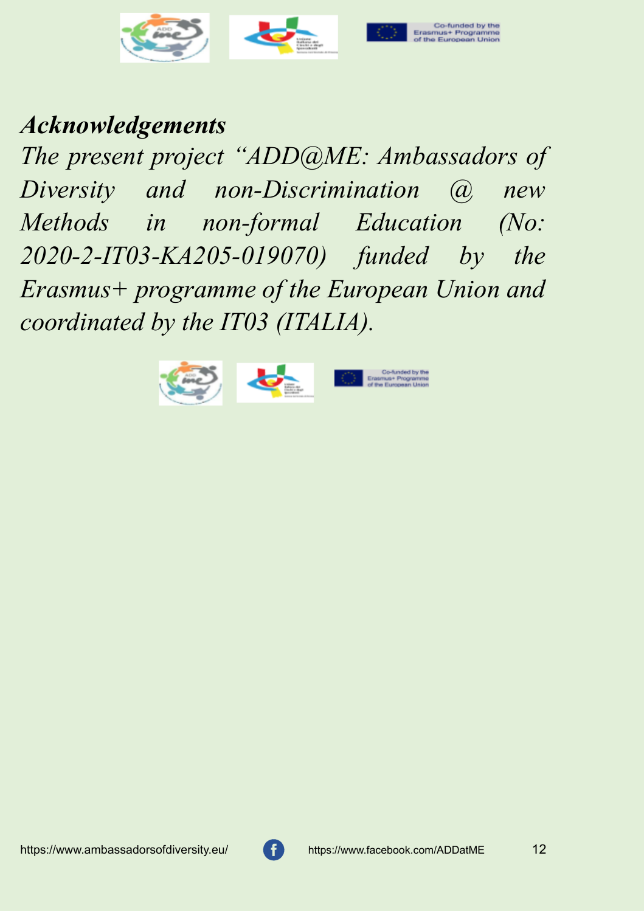***Acknowledgements***

*The present project "ADD@ME: Ambassadors of Diversity and non-Discrimination @ new Methods in non-formal Education (No: 2020-2-IT03-KA205-019070) funded by the Erasmus+ programme of the European Union and coordinated by the IT03 (ITALIA).*